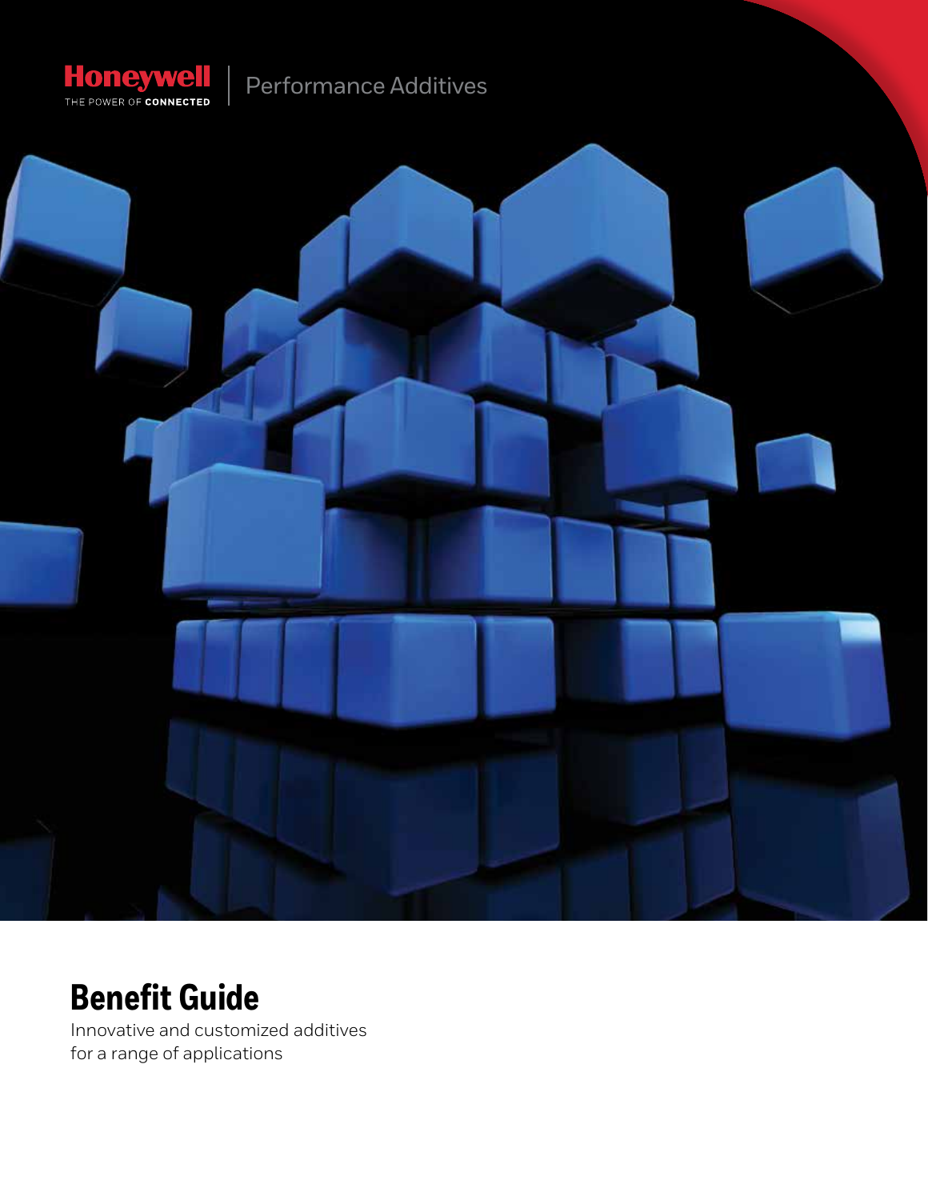Honeywell
THE POWER OF **CONNECTED**

Performance Additives

# Benefit Guide

Innovative and customized additives
for a range of applications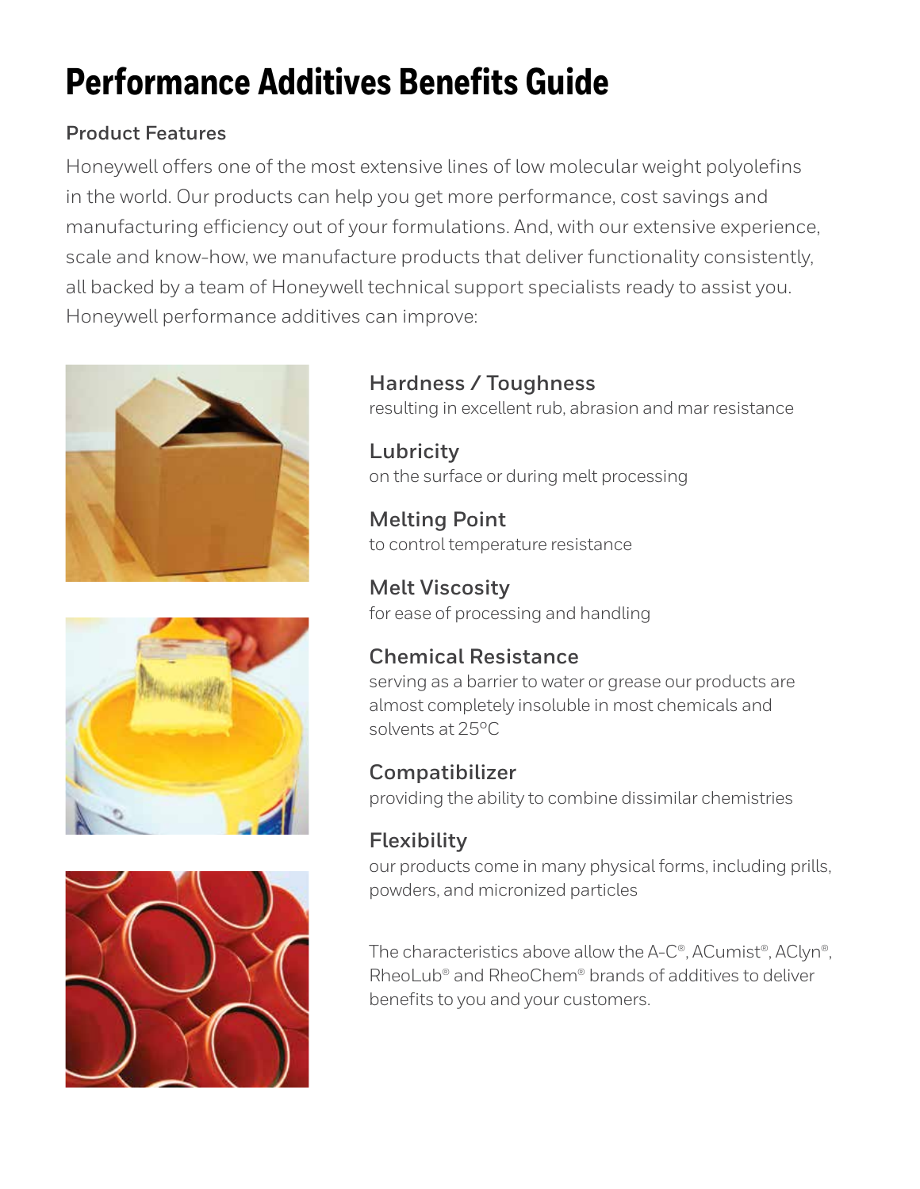# Performance Additives Benefits Guide

## Product Features

Honeywell offers one of the most extensive lines of low molecular weight polyolefins in the world. Our products can help you get more performance, cost savings and manufacturing efficiency out of your formulations. And, with our extensive experience, scale and know-how, we manufacture products that deliver functionality consistently, all backed by a team of Honeywell technical support specialists ready to assist you. Honeywell performance additives can improve:

### Hardness / Toughness

resulting in excellent rub, abrasion and mar resistance

### Lubricity

on the surface or during melt processing

### Melting Point

to control temperature resistance

### Melt Viscosity

for ease of processing and handling

### Chemical Resistance

serving as a barrier to water or grease our products are almost completely insoluble in most chemicals and solvents at 25°C

### Compatibilizer

providing the ability to combine dissimilar chemistries

### Flexibility

our products come in many physical forms, including prills, powders, and micronized particles

The characteristics above allow the A-C®, ACumist®, AClyn®, RheoLub® and RheoChem® brands of additives to deliver benefits to you and your customers.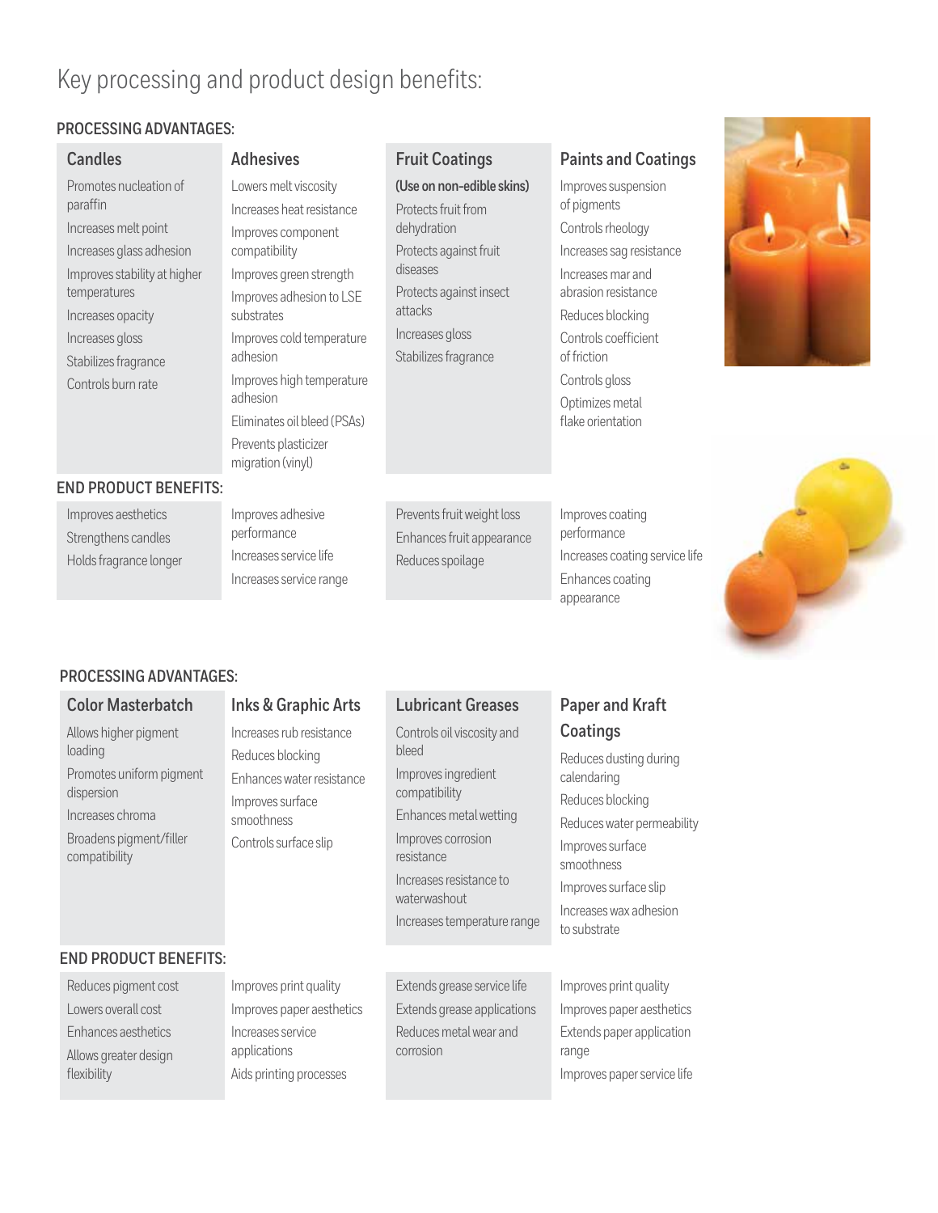# Key processing and product design benefits:

## PROCESSING ADVANTAGES:

| Candles | Adhesives | Fruit Coatings | Paints and Coatings |
|---|---|---|---|
| Promotes nucleation of paraffin<br>Increases melt point<br>Increases glass adhesion<br>Improves stability at higher temperatures<br>Increases opacity<br>Increases gloss<br>Stabilizes fragrance<br>Controls burn rate | Lowers melt viscosity<br>Increases heat resistance<br>Improves component compatibility<br>Improves green strength<br>Improves adhesion to LSE substrates<br>Improves cold temperature adhesion<br>Improves high temperature adhesion<br>Eliminates oil bleed (PSAs)<br>Prevents plasticizer migration (vinyl) | **(Use on non-edible skins)**<br>Protects fruit from dehydration<br>Protects against fruit diseases<br>Protects against insect attacks<br>Increases gloss<br>Stabilizes fragrance | Improves suspension of pigments<br>Controls rheology<br>Increases sag resistance<br>Increases mar and abrasion resistance<br>Reduces blocking<br>Controls coefficient of friction<br>Controls gloss<br>Optimizes metal flake orientation |

## END PRODUCT BENEFITS:

| Candles | Adhesives | Fruit Coatings | Paints and Coatings |
|---|---|---|---|
| Improves aesthetics<br>Strengthens candles<br>Holds fragrance longer | Improves adhesive performance<br>Increases service life<br>Increases service range | Prevents fruit weight loss<br>Enhances fruit appearance<br>Reduces spoilage | Improves coating performance<br>Increases coating service life<br>Enhances coating appearance |

## PROCESSING ADVANTAGES:

| Color Masterbatch | Inks & Graphic Arts | Lubricant Greases | Paper and Kraft Coatings |
|---|---|---|---|
| Allows higher pigment loading<br>Promotes uniform pigment dispersion<br>Increases chroma<br>Broadens pigment/filler compatibility | Increases rub resistance<br>Reduces blocking<br>Enhances water resistance<br>Improves surface smoothness<br>Controls surface slip | Controls oil viscosity and bleed<br>Improves ingredient compatibility<br>Enhances metal wetting<br>Improves corrosion resistance<br>Increases resistance to waterwashout<br>Increases temperature range | Reduces dusting during calendaring<br>Reduces blocking<br>Reduces water permeability<br>Improves surface smoothness<br>Improves surface slip<br>Increases wax adhesion to substrate |

## END PRODUCT BENEFITS:

| Color Masterbatch | Inks & Graphic Arts | Lubricant Greases | Paper and Kraft Coatings |
|---|---|---|---|
| Reduces pigment cost<br>Lowers overall cost<br>Enhances aesthetics<br>Allows greater design flexibility | Improves print quality<br>Improves paper aesthetics<br>Increases service applications<br>Aids printing processes | Extends grease service life<br>Extends grease applications<br>Reduces metal wear and corrosion | Improves print quality<br>Improves paper aesthetics<br>Extends paper application range<br>Improves paper service life |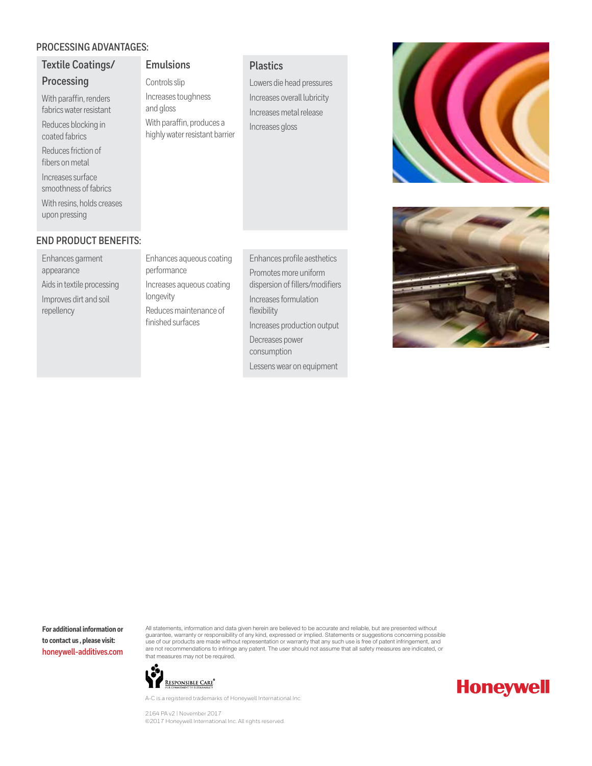## PROCESSING ADVANTAGES:

| Textile Coatings/ Processing | Emulsions | Plastics |
|---|---|---|
| With paraffin, renders fabrics water resistant | Controls slip | Lowers die head pressures |
| Reduces blocking in coated fabrics | Increases toughness and gloss | Increases overall lubricity |
| Reduces friction of fibers on metal | With paraffin, produces a highly water resistant barrier | Increases metal release |
| Increases surface smoothness of fabrics | | Increases gloss |
| With resins, holds creases upon pressing | | |

## END PRODUCT BENEFITS:

| Textile Coatings/ Processing | Emulsions | Plastics |
|---|---|---|
| Enhances garment appearance | Enhances aqueous coating performance | Enhances profile aesthetics |
| Aids in textile processing | Increases aqueous coating longevity | Promotes more uniform dispersion of fillers/modifiers |
| Improves dirt and soil repellency | Reduces maintenance of finished surfaces | Increases formulation flexibility |
| | | Increases production output |
| | | Decreases power consumption |
| | | Lessens wear on equipment |

**For additional information or to contact us , please visit:**
honeywell-additives.com

All statements, information and data given herein are believed to be accurate and reliable, but are presented without guarantee, warranty or responsibility of any kind, expressed or implied. Statements or suggestions concerning possible use of our products are made without representation or warranty that any such use is free of patent infringement, and are not recommendations to infringe any patent. The user should not assume that all safety measures are indicated, or that measures may not be required.

RESPONSIBLE CARE®

A-C is a registered trademarks of Honeywell International Inc.

2164 PA v2 | November 2017
©2017 Honeywell International Inc. All rights reserved.

Honeywell